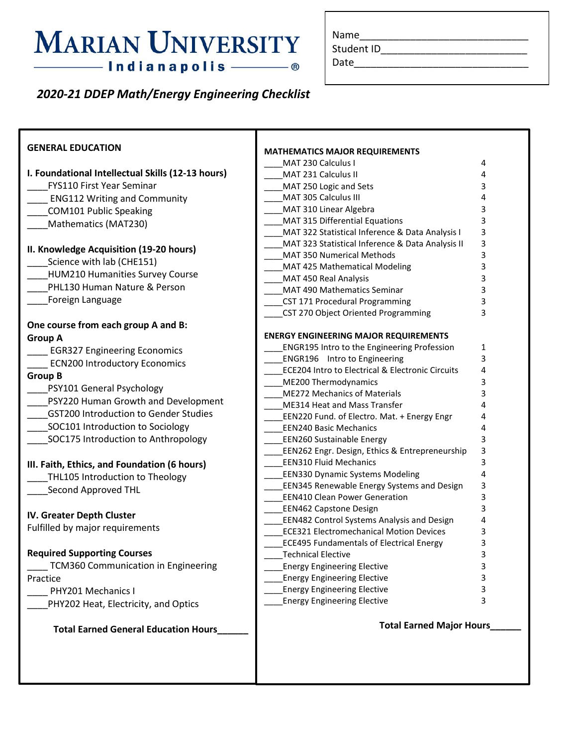# MARIAN UNIVERSITY
## Indianapolis

Name____________________________
Student ID_______________________
Date_____________________________

*2020-21 DDEP Math/Energy Engineering Checklist*

### GENERAL EDUCATION

**I. Foundational Intellectual Skills (12-13 hours)**

____FYS110 First Year Seminar
____ ENG112 Writing and Community
____COM101 Public Speaking
____Mathematics (MAT230)

**II. Knowledge Acquisition (19-20 hours)**

____Science with lab (CHE151)
____HUM210 Humanities Survey Course
____PHL130 Human Nature & Person
____Foreign Language

**One course from each group A and B:**

**Group A**

____ EGR327 Engineering Economics
____ ECN200 Introductory Economics

**Group B**

____PSY101 General Psychology
____PSY220 Human Growth and Development
____GST200 Introduction to Gender Studies
____SOC101 Introduction to Sociology
____SOC175 Introduction to Anthropology

**III. Faith, Ethics, and Foundation (6 hours)**

____THL105 Introduction to Theology
____Second Approved THL

**IV. Greater Depth Cluster**

Fulfilled by major requirements

**Required Supporting Courses**

____ TCM360 Communication in Engineering Practice
____ PHY201 Mechanics I
____PHY202 Heat, Electricity, and Optics

**Total Earned General Education Hours______**

### MATHEMATICS MAJOR REQUIREMENTS

| Course | Hours |
|---|---|
| ____MAT 230 Calculus I | 4 |
| ____MAT 231 Calculus II | 4 |
| ____MAT 250 Logic and Sets | 3 |
| ____MAT 305 Calculus III | 4 |
| ____MAT 310 Linear Algebra | 3 |
| ____MAT 315 Differential Equations | 3 |
| ____MAT 322 Statistical Inference & Data Analysis I | 3 |
| ____MAT 323 Statistical Inference & Data Analysis II | 3 |
| ____MAT 350 Numerical Methods | 3 |
| ____MAT 425 Mathematical Modeling | 3 |
| ____MAT 450 Real Analysis | 3 |
| ____MAT 490 Mathematics Seminar | 3 |
| ____CST 171 Procedural Programming | 3 |
| ____CST 270 Object Oriented Programming | 3 |

### ENERGY ENGINEERING MAJOR REQUIREMENTS

| Course | Hours |
|---|---|
| ____ENGR195 Intro to the Engineering Profession | 1 |
| ____ENGR196 Intro to Engineering | 3 |
| ____ECE204 Intro to Electrical & Electronic Circuits | 4 |
| ____ME200 Thermodynamics | 3 |
| ____ME272 Mechanics of Materials | 3 |
| ____ME314 Heat and Mass Transfer | 4 |
| ____EEN220 Fund. of Electro. Mat. + Energy Engr | 4 |
| ____EEN240 Basic Mechanics | 4 |
| ____EEN260 Sustainable Energy | 3 |
| ____EEN262 Engr. Design, Ethics & Entrepreneurship | 3 |
| ____EEN310 Fluid Mechanics | 3 |
| ____EEN330 Dynamic Systems Modeling | 4 |
| ____EEN345 Renewable Energy Systems and Design | 3 |
| ____EEN410 Clean Power Generation | 3 |
| ____EEN462 Capstone Design | 3 |
| ____EEN482 Control Systems Analysis and Design | 4 |
| ____ECE321 Electromechanical Motion Devices | 3 |
| ____ECE495 Fundamentals of Electrical Energy | 3 |
| ____Technical Elective | 3 |
| ____Energy Engineering Elective | 3 |
| ____Energy Engineering Elective | 3 |
| ____Energy Engineering Elective | 3 |
| ____Energy Engineering Elective | 3 |

**Total Earned Major Hours______**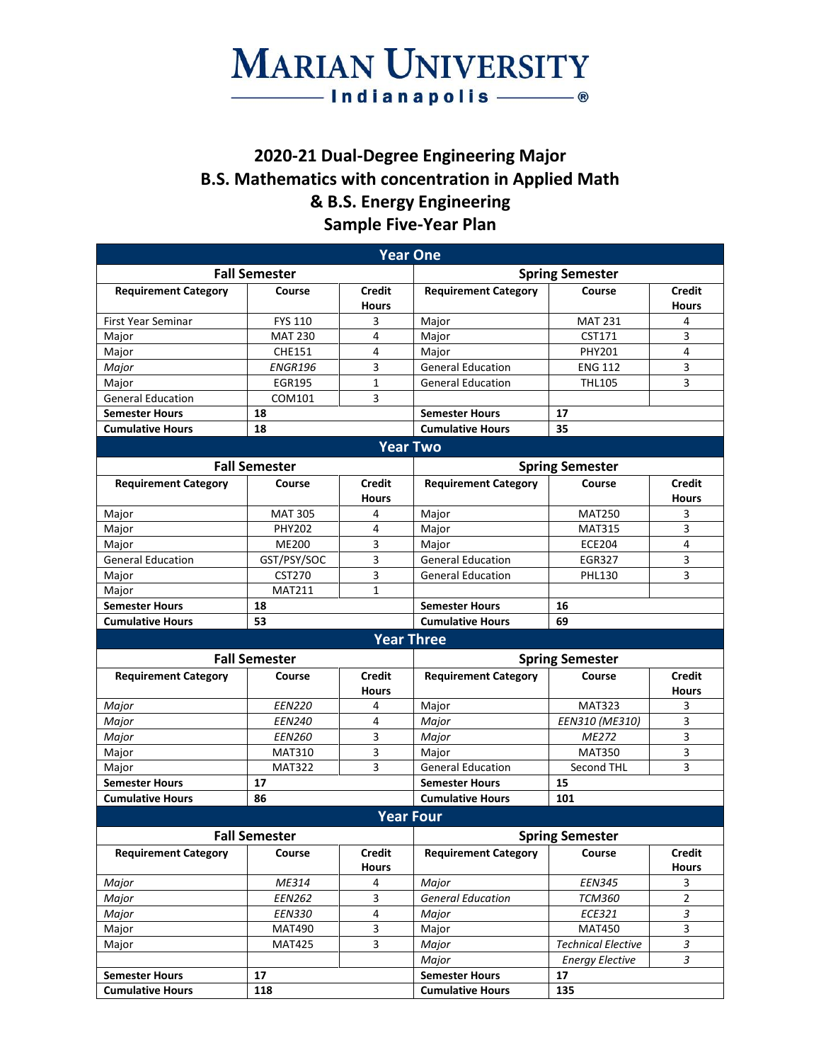# Marian University Indianapolis

## 2020-21 Dual-Degree Engineering Major
## B.S. Mathematics with concentration in Applied Math
## & B.S. Energy Engineering
## Sample Five-Year Plan

### Year One

| Fall Semester | | | Spring Semester | | |
|---|---|---|---|---|---|
| **Requirement Category** | **Course** | **Credit Hours** | **Requirement Category** | **Course** | **Credit Hours** |
| First Year Seminar | FYS 110 | 3 | Major | MAT 231 | 4 |
| Major | MAT 230 | 4 | Major | CST171 | 3 |
| Major | CHE151 | 4 | Major | PHY201 | 4 |
| *Major* | *ENGR196* | 3 | General Education | ENG 112 | 3 |
| Major | EGR195 | 1 | General Education | THL105 | 3 |
| General Education | COM101 | 3 | | | |
| **Semester Hours** | **18** | | **Semester Hours** | **17** | |
| **Cumulative Hours** | **18** | | **Cumulative Hours** | **35** | |

### Year Two

| Fall Semester | | | Spring Semester | | |
|---|---|---|---|---|---|
| **Requirement Category** | **Course** | **Credit Hours** | **Requirement Category** | **Course** | **Credit Hours** |
| Major | MAT 305 | 4 | Major | MAT250 | 3 |
| Major | PHY202 | 4 | Major | MAT315 | 3 |
| Major | ME200 | 3 | Major | ECE204 | 4 |
| General Education | GST/PSY/SOC | 3 | General Education | EGR327 | 3 |
| Major | CST270 | 3 | General Education | PHL130 | 3 |
| Major | MAT211 | 1 | | | |
| **Semester Hours** | **18** | | **Semester Hours** | **16** | |
| **Cumulative Hours** | **53** | | **Cumulative Hours** | **69** | |

### Year Three

| Fall Semester | | | Spring Semester | | |
|---|---|---|---|---|---|
| **Requirement Category** | **Course** | **Credit Hours** | **Requirement Category** | **Course** | **Credit Hours** |
| *Major* | *EEN220* | 4 | Major | MAT323 | 3 |
| *Major* | *EEN240* | 4 | *Major* | *EEN310 (ME310)* | 3 |
| *Major* | *EEN260* | 3 | *Major* | *ME272* | 3 |
| Major | MAT310 | 3 | Major | MAT350 | 3 |
| Major | MAT322 | 3 | General Education | Second THL | 3 |
| **Semester Hours** | **17** | | **Semester Hours** | **15** | |
| **Cumulative Hours** | **86** | | **Cumulative Hours** | **101** | |

### Year Four

| Fall Semester | | | Spring Semester | | |
|---|---|---|---|---|---|
| **Requirement Category** | **Course** | **Credit Hours** | **Requirement Category** | **Course** | **Credit Hours** |
| *Major* | *ME314* | 4 | *Major* | *EEN345* | 3 |
| *Major* | *EEN262* | 3 | *General Education* | *TCM360* | 2 |
| *Major* | *EEN330* | 4 | *Major* | *ECE321* | *3* |
| Major | MAT490 | 3 | Major | MAT450 | 3 |
| Major | MAT425 | 3 | *Major* | *Technical Elective* | *3* |
| | | | *Major* | *Energy Elective* | *3* |
| **Semester Hours** | **17** | | **Semester Hours** | **17** | |
| **Cumulative Hours** | **118** | | **Cumulative Hours** | **135** | |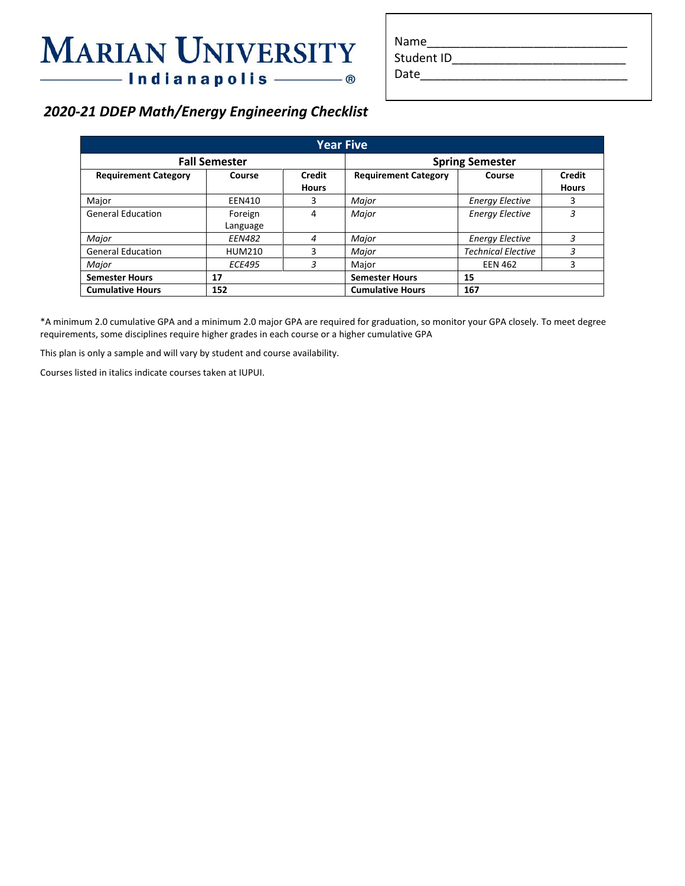# MARIAN UNIVERSITY
Indianapolis ®

Name____________________________
Student ID________________________
Date_____________________________

## *2020-21 DDEP Math/Energy Engineering Checklist*

| Year Five | | | | | |
|---|---|---|---|---|---|
| **Fall Semester** | | | **Spring Semester** | | |
| **Requirement Category** | **Course** | **Credit Hours** | **Requirement Category** | **Course** | **Credit Hours** |
| Major | EEN410 | 3 | *Major* | *Energy Elective* | 3 |
| General Education | Foreign Language | 4 | *Major* | *Energy Elective* | *3* |
| *Major* | *EEN482* | *4* | Major | *Energy Elective* | *3* |
| General Education | HUM210 | 3 | *Major* | *Technical Elective* | *3* |
| *Major* | *ECE495* | *3* | Major | EEN 462 | 3 |
| **Semester Hours** | **17** | | **Semester Hours** | **15** | |
| **Cumulative Hours** | **152** | | **Cumulative Hours** | **167** | |

*A minimum 2.0 cumulative GPA and a minimum 2.0 major GPA are required for graduation, so monitor your GPA closely. To meet degree requirements, some disciplines require higher grades in each course or a higher cumulative GPA

This plan is only a sample and will vary by student and course availability.

Courses listed in italics indicate courses taken at IUPUI.